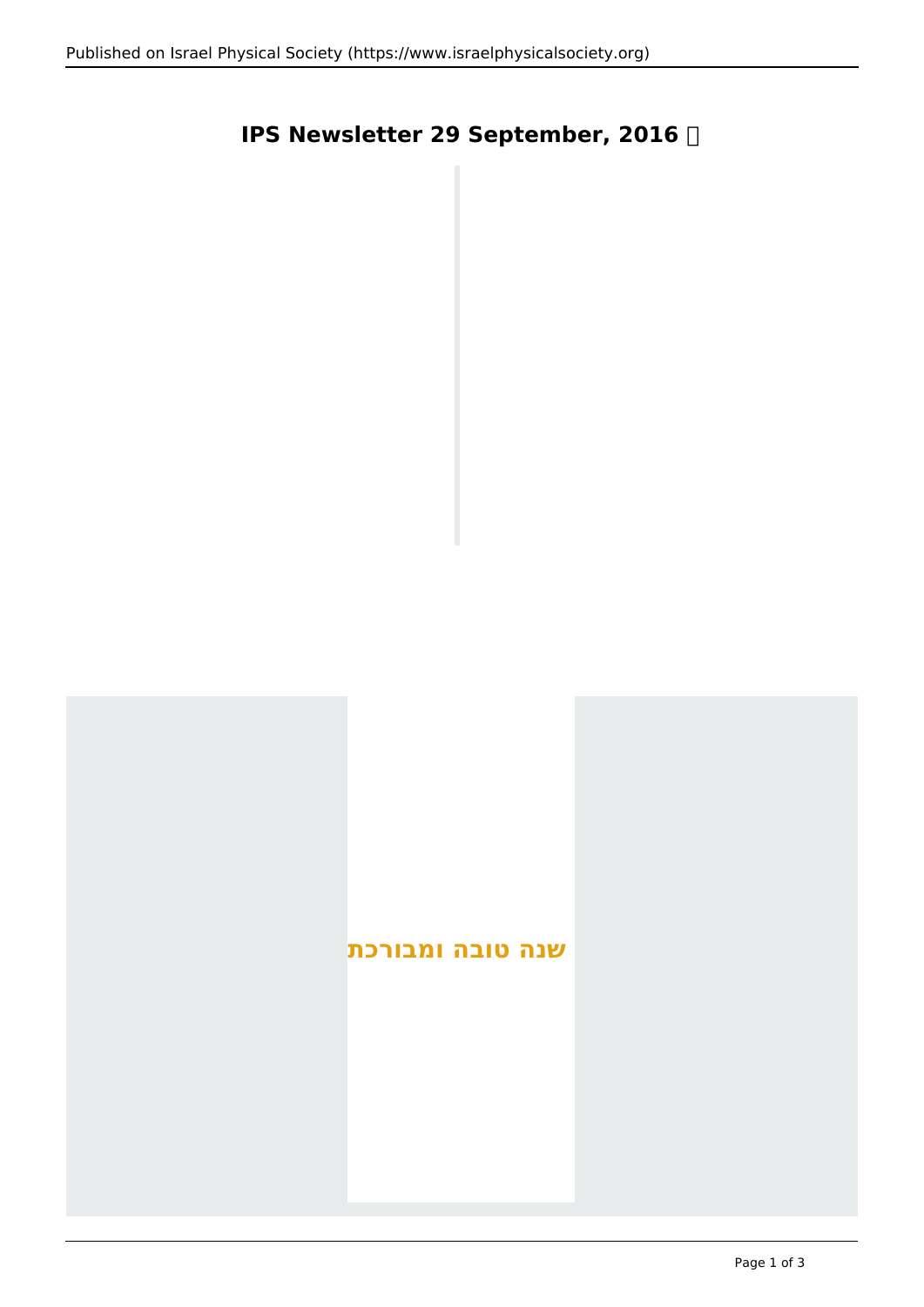# IPS Newsletter 29 September, 2016

**שנה טובה ומבורכת**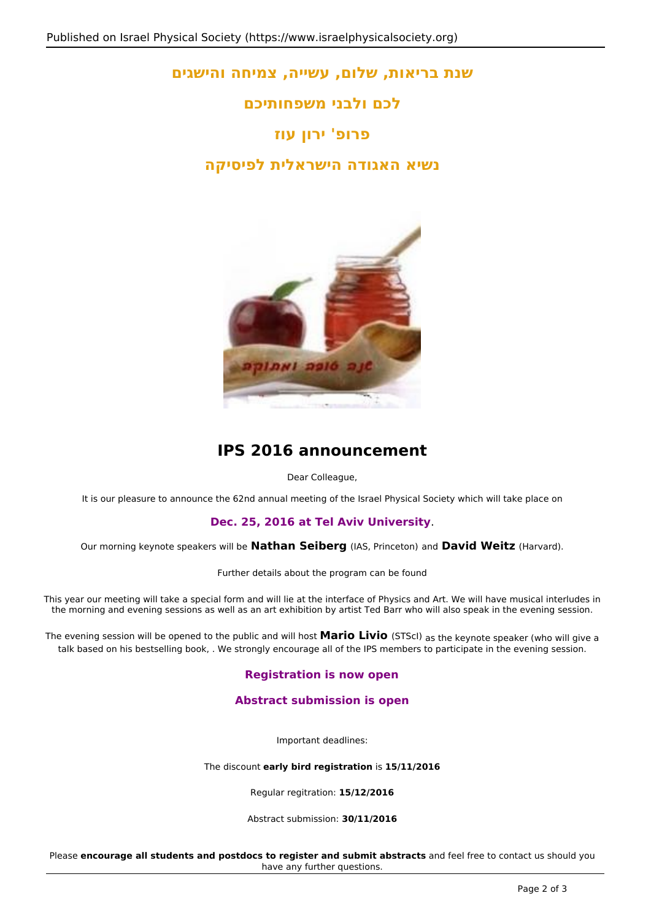**שנת בריאות, שלום, עשייה, צמיחה והישגים**

**לכם ולבני משפחותיכם**

**פרופ' ירון עוז**

**נשיא האגודה הישראלית לפיסיקה**

## IPS 2016 announcement

Dear Colleague,

It is our pleasure to announce the 62nd annual meeting of the Israel Physical Society which will take place on

**Dec. 25, 2016 at Tel Aviv University**.

Our morning keynote speakers will be **Nathan Seiberg** (IAS, Princeton) and **David Weitz** (Harvard).

Further details about the program can be found

This year our meeting will take a special form and will lie at the interface of Physics and Art. We will have musical interludes in the morning and evening sessions as well as an art exhibition by artist Ted Barr who will also speak in the evening session.

The evening session will be opened to the public and will host **Mario Livio** (STScI) as the keynote speaker (who will give a talk based on his bestselling book, . We strongly encourage all of the IPS members to participate in the evening session.

**Registration is now open**

**Abstract submission is open**

Important deadlines:

The discount **early bird registration** is **15/11/2016**

Regular regitration: **15/12/2016**

Abstract submission: **30/11/2016**

Please **encourage all students and postdocs to register and submit abstracts** and feel free to contact us should you have any further questions.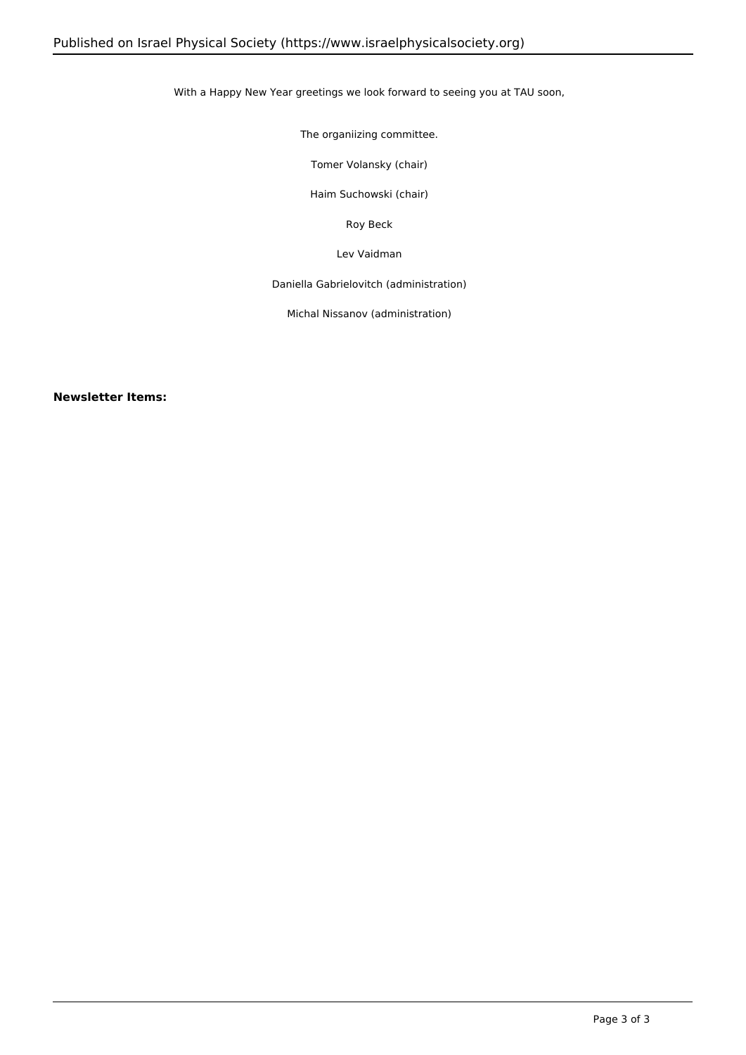With a Happy New Year greetings we look forward to seeing you at TAU soon,

The organiizing committee.

Tomer Volansky (chair)

Haim Suchowski (chair)

Roy Beck

Lev Vaidman

Daniella Gabrielovitch (administration)

Michal Nissanov (administration)

**Newsletter Items:**